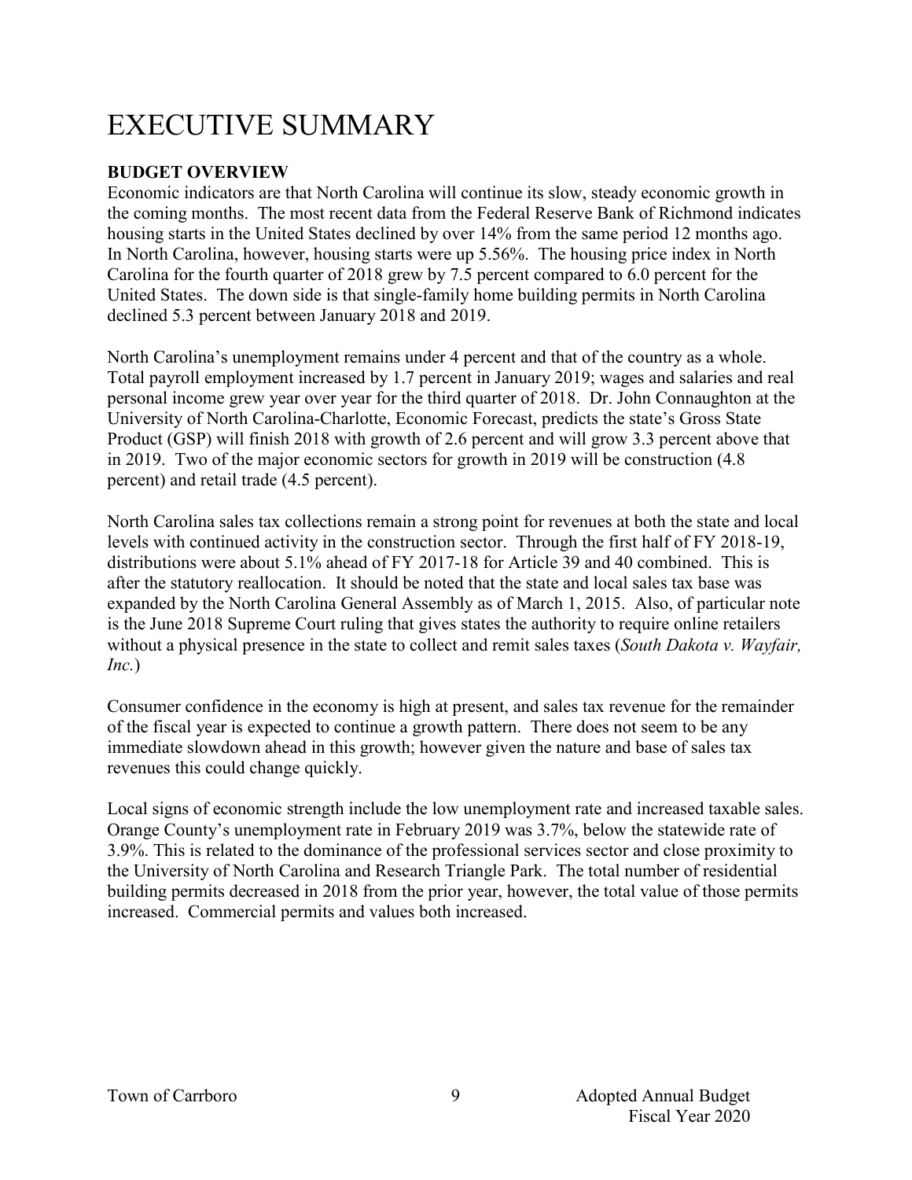# EXECUTIVE SUMMARY

**BUDGET OVERVIEW**

Economic indicators are that North Carolina will continue its slow, steady economic growth in the coming months. The most recent data from the Federal Reserve Bank of Richmond indicates housing starts in the United States declined by over 14% from the same period 12 months ago. In North Carolina, however, housing starts were up 5.56%. The housing price index in North Carolina for the fourth quarter of 2018 grew by 7.5 percent compared to 6.0 percent for the United States. The down side is that single-family home building permits in North Carolina declined 5.3 percent between January 2018 and 2019.

North Carolina's unemployment remains under 4 percent and that of the country as a whole. Total payroll employment increased by 1.7 percent in January 2019; wages and salaries and real personal income grew year over year for the third quarter of 2018. Dr. John Connaughton at the University of North Carolina-Charlotte, Economic Forecast, predicts the state's Gross State Product (GSP) will finish 2018 with growth of 2.6 percent and will grow 3.3 percent above that in 2019. Two of the major economic sectors for growth in 2019 will be construction (4.8 percent) and retail trade (4.5 percent).

North Carolina sales tax collections remain a strong point for revenues at both the state and local levels with continued activity in the construction sector. Through the first half of FY 2018-19, distributions were about 5.1% ahead of FY 2017-18 for Article 39 and 40 combined. This is after the statutory reallocation. It should be noted that the state and local sales tax base was expanded by the North Carolina General Assembly as of March 1, 2015. Also, of particular note is the June 2018 Supreme Court ruling that gives states the authority to require online retailers without a physical presence in the state to collect and remit sales taxes (*South Dakota v. Wayfair, Inc.*)

Consumer confidence in the economy is high at present, and sales tax revenue for the remainder of the fiscal year is expected to continue a growth pattern. There does not seem to be any immediate slowdown ahead in this growth; however given the nature and base of sales tax revenues this could change quickly.

Local signs of economic strength include the low unemployment rate and increased taxable sales. Orange County's unemployment rate in February 2019 was 3.7%, below the statewide rate of 3.9%. This is related to the dominance of the professional services sector and close proximity to the University of North Carolina and Research Triangle Park. The total number of residential building permits decreased in 2018 from the prior year, however, the total value of those permits increased. Commercial permits and values both increased.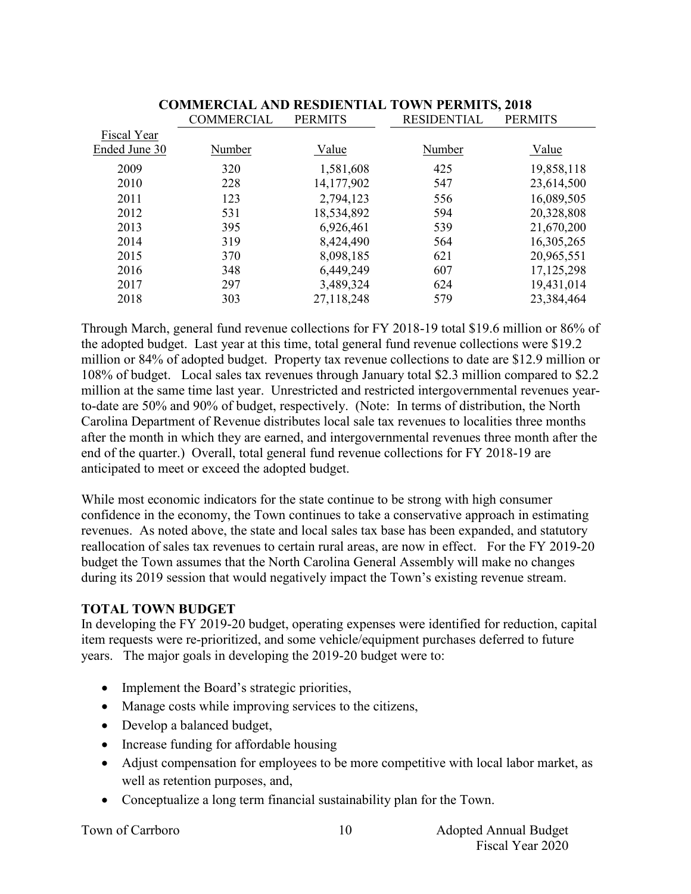**COMMERCIAL AND RESDIENTIAL TOWN PERMITS, 2018**

| Fiscal Year Ended June 30 | COMMERCIAL PERMITS Number | COMMERCIAL PERMITS Value | RESIDENTIAL PERMITS Number | RESIDENTIAL PERMITS Value |
|---|---|---|---|---|
| 2009 | 320 | 1,581,608 | 425 | 19,858,118 |
| 2010 | 228 | 14,177,902 | 547 | 23,614,500 |
| 2011 | 123 | 2,794,123 | 556 | 16,089,505 |
| 2012 | 531 | 18,534,892 | 594 | 20,328,808 |
| 2013 | 395 | 6,926,461 | 539 | 21,670,200 |
| 2014 | 319 | 8,424,490 | 564 | 16,305,265 |
| 2015 | 370 | 8,098,185 | 621 | 20,965,551 |
| 2016 | 348 | 6,449,249 | 607 | 17,125,298 |
| 2017 | 297 | 3,489,324 | 624 | 19,431,014 |
| 2018 | 303 | 27,118,248 | 579 | 23,384,464 |

Through March, general fund revenue collections for FY 2018-19 total $19.6 million or 86% of the adopted budget. Last year at this time, total general fund revenue collections were $19.2 million or 84% of adopted budget. Property tax revenue collections to date are $12.9 million or 108% of budget. Local sales tax revenues through January total $2.3 million compared to $2.2 million at the same time last year. Unrestricted and restricted intergovernmental revenues year-to-date are 50% and 90% of budget, respectively. (Note: In terms of distribution, the North Carolina Department of Revenue distributes local sale tax revenues to localities three months after the month in which they are earned, and intergovernmental revenues three month after the end of the quarter.) Overall, total general fund revenue collections for FY 2018-19 are anticipated to meet or exceed the adopted budget.

While most economic indicators for the state continue to be strong with high consumer confidence in the economy, the Town continues to take a conservative approach in estimating revenues. As noted above, the state and local sales tax base has been expanded, and statutory reallocation of sales tax revenues to certain rural areas, are now in effect. For the FY 2019-20 budget the Town assumes that the North Carolina General Assembly will make no changes during its 2019 session that would negatively impact the Town's existing revenue stream.

**TOTAL TOWN BUDGET**

In developing the FY 2019-20 budget, operating expenses were identified for reduction, capital item requests were re-prioritized, and some vehicle/equipment purchases deferred to future years. The major goals in developing the 2019-20 budget were to:

- Implement the Board's strategic priorities,
- Manage costs while improving services to the citizens,
- Develop a balanced budget,
- Increase funding for affordable housing
- Adjust compensation for employees to be more competitive with local labor market, as well as retention purposes, and,
- Conceptualize a long term financial sustainability plan for the Town.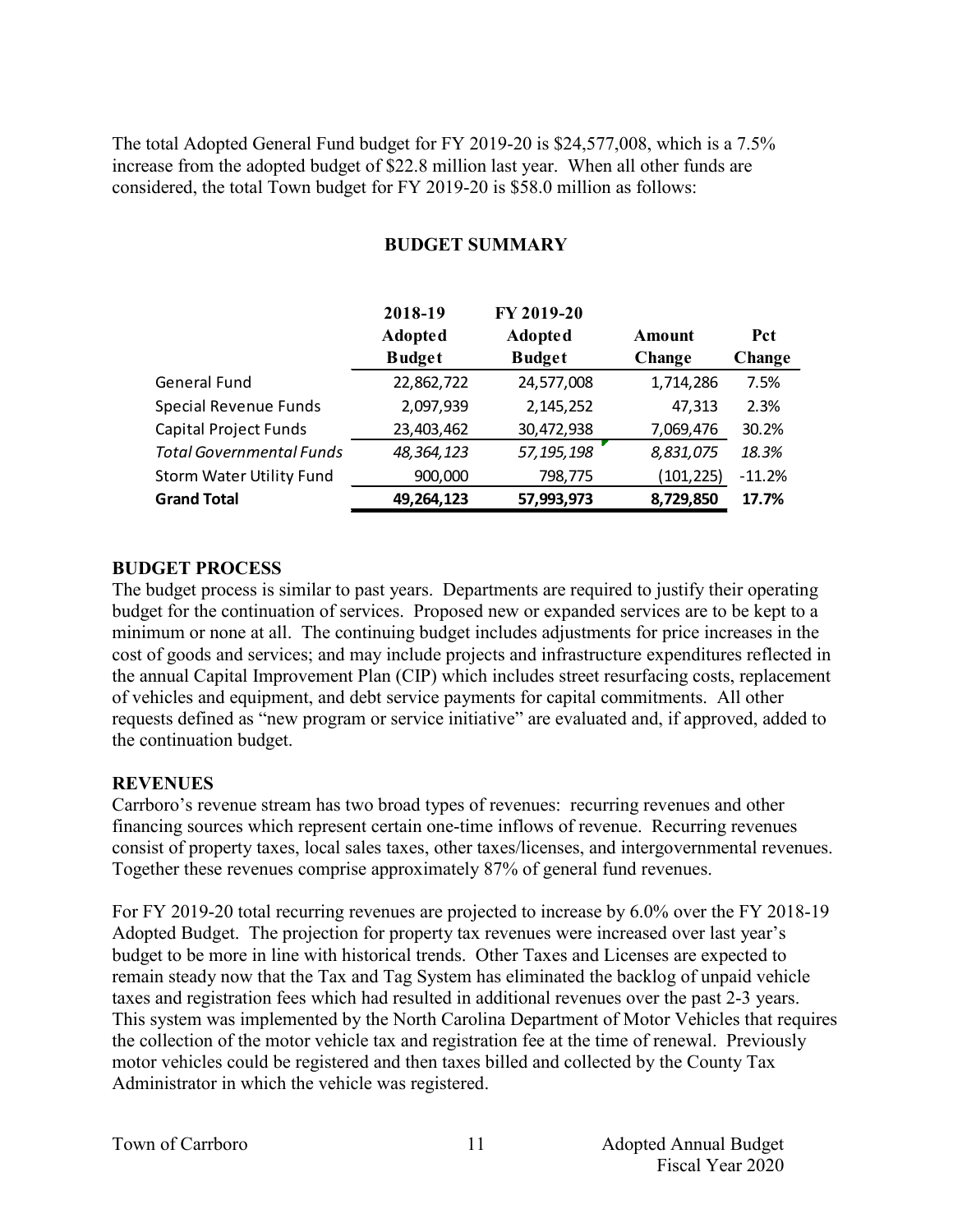The total Adopted General Fund budget for FY 2019-20 is $24,577,008, which is a 7.5% increase from the adopted budget of $22.8 million last year. When all other funds are considered, the total Town budget for FY 2019-20 is $58.0 million as follows:

## BUDGET SUMMARY

| | 2018-19 Adopted Budget | FY 2019-20 Adopted Budget | Amount Change | Pct Change |
|---|---|---|---|---|
| General Fund | 22,862,722 | 24,577,008 | 1,714,286 | 7.5% |
| Special Revenue Funds | 2,097,939 | 2,145,252 | 47,313 | 2.3% |
| Capital Project Funds | 23,403,462 | 30,472,938 | 7,069,476 | 30.2% |
| *Total Governmental Funds* | *48,364,123* | *57,195,198* | *8,831,075* | *18.3%* |
| Storm Water Utility Fund | 900,000 | 798,775 | (101,225) | -11.2% |
| **Grand Total** | **49,264,123** | **57,993,973** | **8,729,850** | **17.7%** |

## BUDGET PROCESS

The budget process is similar to past years. Departments are required to justify their operating budget for the continuation of services. Proposed new or expanded services are to be kept to a minimum or none at all. The continuing budget includes adjustments for price increases in the cost of goods and services; and may include projects and infrastructure expenditures reflected in the annual Capital Improvement Plan (CIP) which includes street resurfacing costs, replacement of vehicles and equipment, and debt service payments for capital commitments. All other requests defined as "new program or service initiative" are evaluated and, if approved, added to the continuation budget.

## REVENUES

Carrboro's revenue stream has two broad types of revenues: recurring revenues and other financing sources which represent certain one-time inflows of revenue. Recurring revenues consist of property taxes, local sales taxes, other taxes/licenses, and intergovernmental revenues. Together these revenues comprise approximately 87% of general fund revenues.

For FY 2019-20 total recurring revenues are projected to increase by 6.0% over the FY 2018-19 Adopted Budget. The projection for property tax revenues were increased over last year's budget to be more in line with historical trends. Other Taxes and Licenses are expected to remain steady now that the Tax and Tag System has eliminated the backlog of unpaid vehicle taxes and registration fees which had resulted in additional revenues over the past 2-3 years. This system was implemented by the North Carolina Department of Motor Vehicles that requires the collection of the motor vehicle tax and registration fee at the time of renewal. Previously motor vehicles could be registered and then taxes billed and collected by the County Tax Administrator in which the vehicle was registered.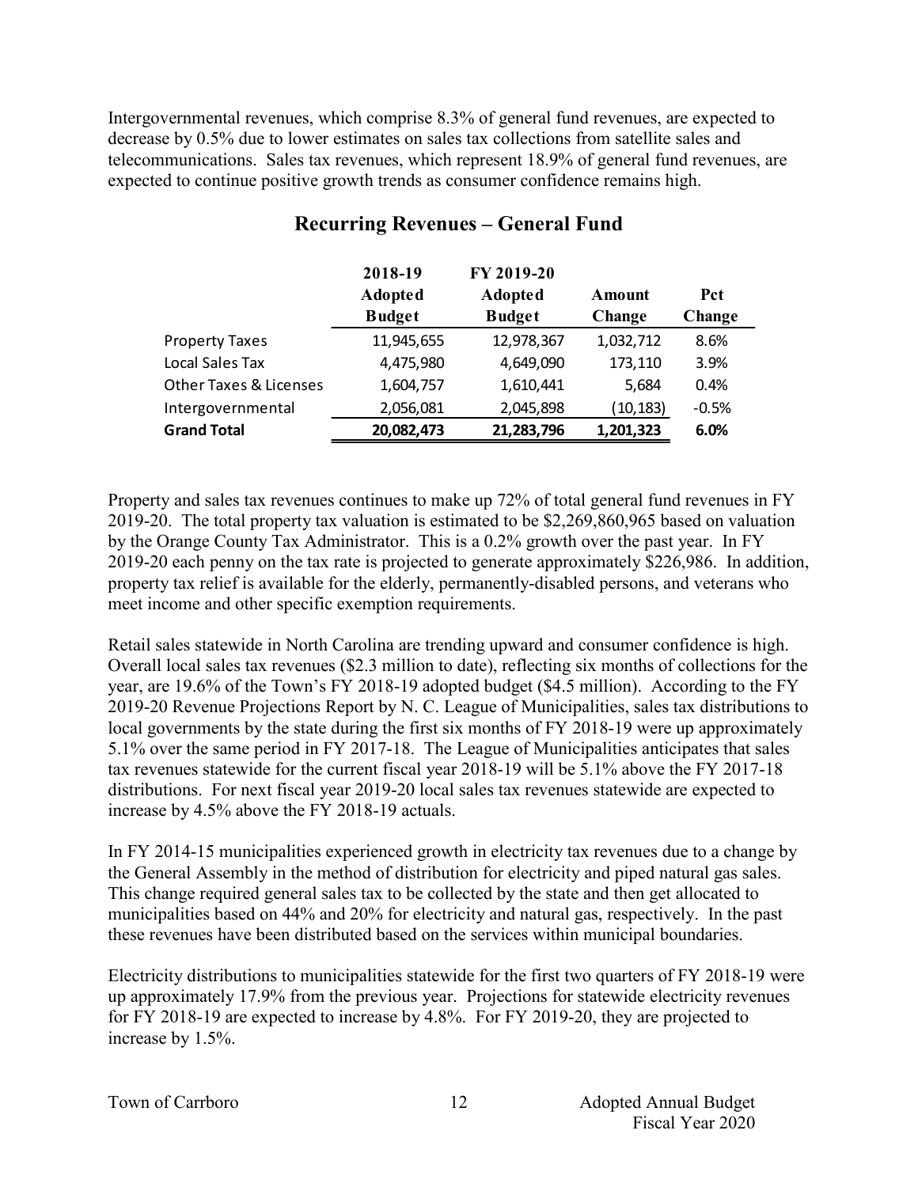Intergovernmental revenues, which comprise 8.3% of general fund revenues, are expected to decrease by 0.5% due to lower estimates on sales tax collections from satellite sales and telecommunications. Sales tax revenues, which represent 18.9% of general fund revenues, are expected to continue positive growth trends as consumer confidence remains high.

## Recurring Revenues – General Fund

| | 2018-19 Adopted Budget | FY 2019-20 Adopted Budget | Amount Change | Pct Change |
|---|---|---|---|---|
| Property Taxes | 11,945,655 | 12,978,367 | 1,032,712 | 8.6% |
| Local Sales Tax | 4,475,980 | 4,649,090 | 173,110 | 3.9% |
| Other Taxes & Licenses | 1,604,757 | 1,610,441 | 5,684 | 0.4% |
| Intergovernmental | 2,056,081 | 2,045,898 | (10,183) | -0.5% |
| **Grand Total** | **20,082,473** | **21,283,796** | **1,201,323** | **6.0%** |

Property and sales tax revenues continues to make up 72% of total general fund revenues in FY 2019-20. The total property tax valuation is estimated to be $2,269,860,965 based on valuation by the Orange County Tax Administrator. This is a 0.2% growth over the past year. In FY 2019-20 each penny on the tax rate is projected to generate approximately $226,986. In addition, property tax relief is available for the elderly, permanently-disabled persons, and veterans who meet income and other specific exemption requirements.

Retail sales statewide in North Carolina are trending upward and consumer confidence is high. Overall local sales tax revenues ($2.3 million to date), reflecting six months of collections for the year, are 19.6% of the Town's FY 2018-19 adopted budget ($4.5 million). According to the FY 2019-20 Revenue Projections Report by N. C. League of Municipalities, sales tax distributions to local governments by the state during the first six months of FY 2018-19 were up approximately 5.1% over the same period in FY 2017-18. The League of Municipalities anticipates that sales tax revenues statewide for the current fiscal year 2018-19 will be 5.1% above the FY 2017-18 distributions. For next fiscal year 2019-20 local sales tax revenues statewide are expected to increase by 4.5% above the FY 2018-19 actuals.

In FY 2014-15 municipalities experienced growth in electricity tax revenues due to a change by the General Assembly in the method of distribution for electricity and piped natural gas sales. This change required general sales tax to be collected by the state and then get allocated to municipalities based on 44% and 20% for electricity and natural gas, respectively. In the past these revenues have been distributed based on the services within municipal boundaries.

Electricity distributions to municipalities statewide for the first two quarters of FY 2018-19 were up approximately 17.9% from the previous year. Projections for statewide electricity revenues for FY 2018-19 are expected to increase by 4.8%. For FY 2019-20, they are projected to increase by 1.5%.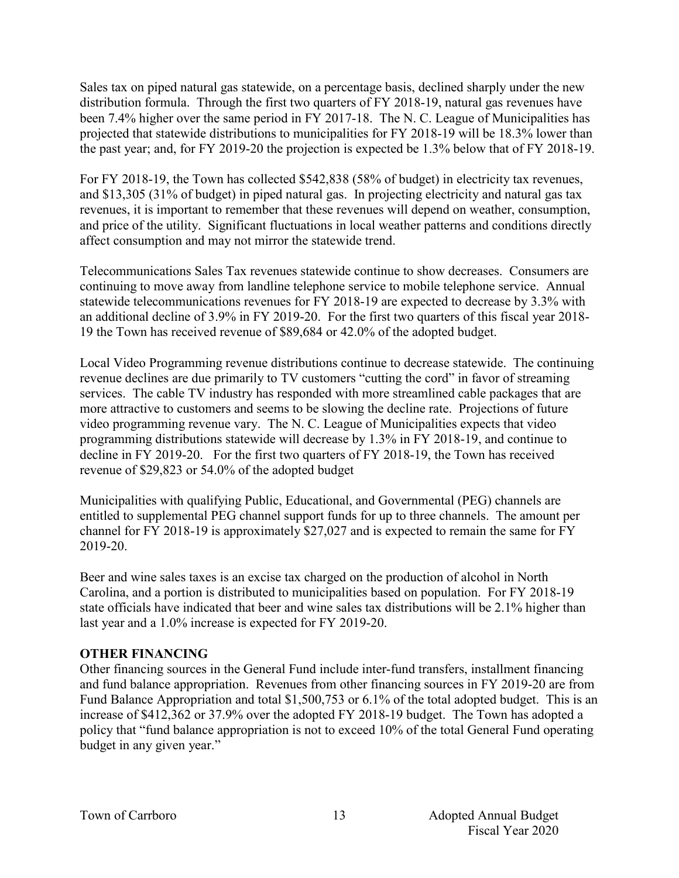Sales tax on piped natural gas statewide, on a percentage basis, declined sharply under the new distribution formula. Through the first two quarters of FY 2018-19, natural gas revenues have been 7.4% higher over the same period in FY 2017-18. The N. C. League of Municipalities has projected that statewide distributions to municipalities for FY 2018-19 will be 18.3% lower than the past year; and, for FY 2019-20 the projection is expected be 1.3% below that of FY 2018-19.

For FY 2018-19, the Town has collected $542,838 (58% of budget) in electricity tax revenues, and $13,305 (31% of budget) in piped natural gas. In projecting electricity and natural gas tax revenues, it is important to remember that these revenues will depend on weather, consumption, and price of the utility. Significant fluctuations in local weather patterns and conditions directly affect consumption and may not mirror the statewide trend.

Telecommunications Sales Tax revenues statewide continue to show decreases. Consumers are continuing to move away from landline telephone service to mobile telephone service. Annual statewide telecommunications revenues for FY 2018-19 are expected to decrease by 3.3% with an additional decline of 3.9% in FY 2019-20. For the first two quarters of this fiscal year 2018-19 the Town has received revenue of $89,684 or 42.0% of the adopted budget.

Local Video Programming revenue distributions continue to decrease statewide. The continuing revenue declines are due primarily to TV customers "cutting the cord" in favor of streaming services. The cable TV industry has responded with more streamlined cable packages that are more attractive to customers and seems to be slowing the decline rate. Projections of future video programming revenue vary. The N. C. League of Municipalities expects that video programming distributions statewide will decrease by 1.3% in FY 2018-19, and continue to decline in FY 2019-20. For the first two quarters of FY 2018-19, the Town has received revenue of $29,823 or 54.0% of the adopted budget

Municipalities with qualifying Public, Educational, and Governmental (PEG) channels are entitled to supplemental PEG channel support funds for up to three channels. The amount per channel for FY 2018-19 is approximately $27,027 and is expected to remain the same for FY 2019-20.

Beer and wine sales taxes is an excise tax charged on the production of alcohol in North Carolina, and a portion is distributed to municipalities based on population. For FY 2018-19 state officials have indicated that beer and wine sales tax distributions will be 2.1% higher than last year and a 1.0% increase is expected for FY 2019-20.

**OTHER FINANCING**

Other financing sources in the General Fund include inter-fund transfers, installment financing and fund balance appropriation. Revenues from other financing sources in FY 2019-20 are from Fund Balance Appropriation and total $1,500,753 or 6.1% of the total adopted budget. This is an increase of $412,362 or 37.9% over the adopted FY 2018-19 budget. The Town has adopted a policy that "fund balance appropriation is not to exceed 10% of the total General Fund operating budget in any given year."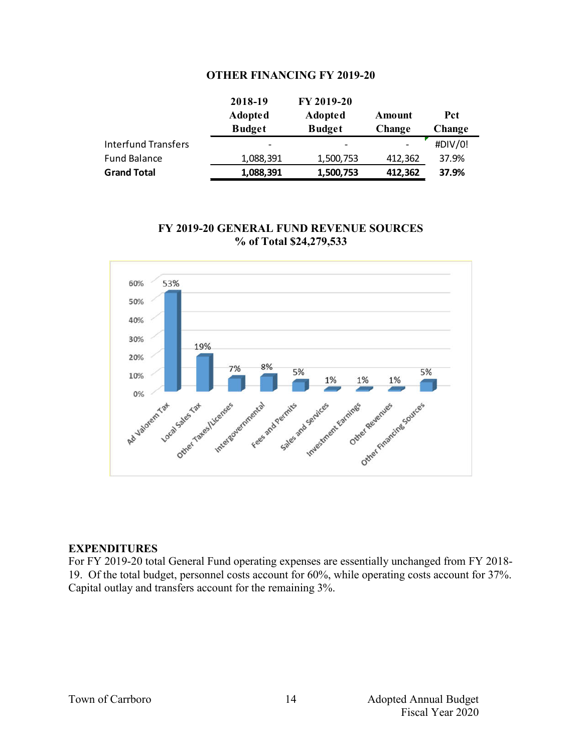## OTHER FINANCING FY 2019-20

| | 2018-19 Adopted Budget | FY 2019-20 Adopted Budget | Amount Change | Pct Change |
|---|---|---|---|---|
| Interfund Transfers | - | - | - | #DIV/0! |
| Fund Balance | 1,088,391 | 1,500,753 | 412,362 | 37.9% |
| **Grand Total** | **1,088,391** | **1,500,753** | **412,362** | **37.9%** |

## FY 2019-20 GENERAL FUND REVENUE SOURCES
## % of Total $24,279,533

| Revenue Source | % of Total |
|---|---|
| Ad Valorem Tax | 53% |
| Local Sales Tax | 19% |
| Other Taxes/Licenses | 7% |
| Intergovernmental | 8% |
| Fees and Permits | 5% |
| Sales and Services | 1% |
| Investment Earnings | 1% |
| Other Revenues | 1% |
| Other Financing Sources | 5% |

### EXPENDITURES

For FY 2019-20 total General Fund operating expenses are essentially unchanged from FY 2018-19. Of the total budget, personnel costs account for 60%, while operating costs account for 37%. Capital outlay and transfers account for the remaining 3%.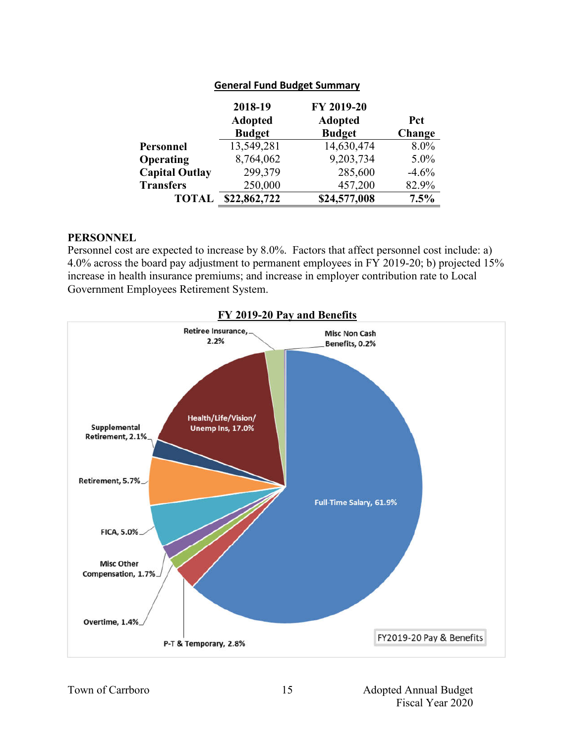## General Fund Budget Summary

| | 2018-19 Adopted Budget | FY 2019-20 Adopted Budget | Pct Change |
|---|---|---|---|
| **Personnel** | 13,549,281 | 14,630,474 | 8.0% |
| **Operating** | 8,764,062 | 9,203,734 | 5.0% |
| **Capital Outlay** | 299,379 | 285,600 | -4.6% |
| **Transfers** | 250,000 | 457,200 | 82.9% |
| **TOTAL** | **$22,862,722** | **$24,577,008** | **7.5%** |

## PERSONNEL

Personnel cost are expected to increase by 8.0%. Factors that affect personnel cost include: a) 4.0% across the board pay adjustment to permanent employees in FY 2019-20; b) projected 15% increase in health insurance premiums; and increase in employer contribution rate to Local Government Employees Retirement System.

**FY 2019-20 Pay and Benefits**

FY2019-20 Pay & Benefits

- Full-Time Salary, 61.9%
- Health/Life/Vision/Unemp Ins, 17.0%
- Retirement, 5.7%
- FICA, 5.0%
- P-T & Temporary, 2.8%
- Retiree Insurance, 2.2%
- Supplemental Retirement, 2.1%
- Misc Other Compensation, 1.7%
- Overtime, 1.4%
- Misc Non Cash Benefits, 0.2%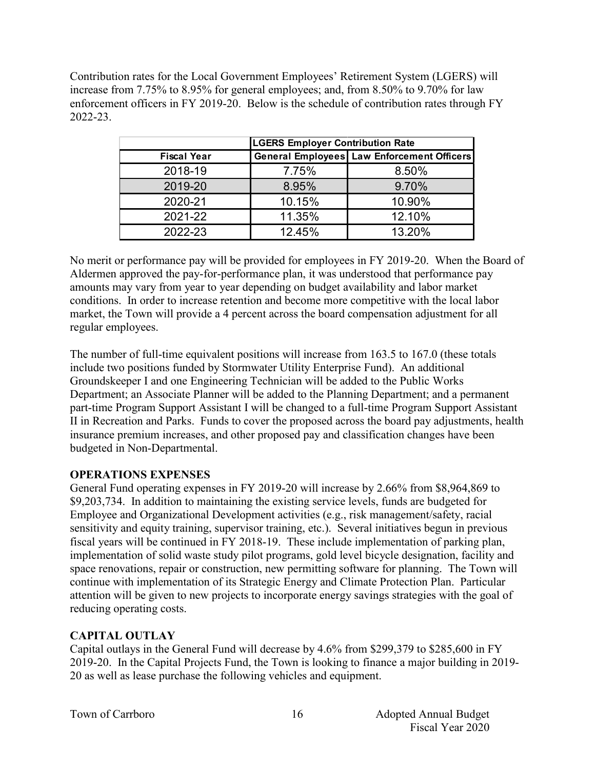Contribution rates for the Local Government Employees' Retirement System (LGERS) will increase from 7.75% to 8.95% for general employees; and, from 8.50% to 9.70% for law enforcement officers in FY 2019-20. Below is the schedule of contribution rates through FY 2022-23.

| | LGERS Employer Contribution Rate | |
|---|---|---|
| **Fiscal Year** | **General Employees** | **Law Enforcement Officers** |
| 2018-19 | 7.75% | 8.50% |
| 2019-20 | 8.95% | 9.70% |
| 2020-21 | 10.15% | 10.90% |
| 2021-22 | 11.35% | 12.10% |
| 2022-23 | 12.45% | 13.20% |

No merit or performance pay will be provided for employees in FY 2019-20. When the Board of Aldermen approved the pay-for-performance plan, it was understood that performance pay amounts may vary from year to year depending on budget availability and labor market conditions. In order to increase retention and become more competitive with the local labor market, the Town will provide a 4 percent across the board compensation adjustment for all regular employees.

The number of full-time equivalent positions will increase from 163.5 to 167.0 (these totals include two positions funded by Stormwater Utility Enterprise Fund). An additional Groundskeeper I and one Engineering Technician will be added to the Public Works Department; an Associate Planner will be added to the Planning Department; and a permanent part-time Program Support Assistant I will be changed to a full-time Program Support Assistant II in Recreation and Parks. Funds to cover the proposed across the board pay adjustments, health insurance premium increases, and other proposed pay and classification changes have been budgeted in Non-Departmental.

**OPERATIONS EXPENSES**

General Fund operating expenses in FY 2019-20 will increase by 2.66% from $8,964,869 to $9,203,734. In addition to maintaining the existing service levels, funds are budgeted for Employee and Organizational Development activities (e.g., risk management/safety, racial sensitivity and equity training, supervisor training, etc.). Several initiatives begun in previous fiscal years will be continued in FY 2018-19. These include implementation of parking plan, implementation of solid waste study pilot programs, gold level bicycle designation, facility and space renovations, repair or construction, new permitting software for planning. The Town will continue with implementation of its Strategic Energy and Climate Protection Plan. Particular attention will be given to new projects to incorporate energy savings strategies with the goal of reducing operating costs.

**CAPITAL OUTLAY**

Capital outlays in the General Fund will decrease by 4.6% from $299,379 to $285,600 in FY 2019-20. In the Capital Projects Fund, the Town is looking to finance a major building in 2019-20 as well as lease purchase the following vehicles and equipment.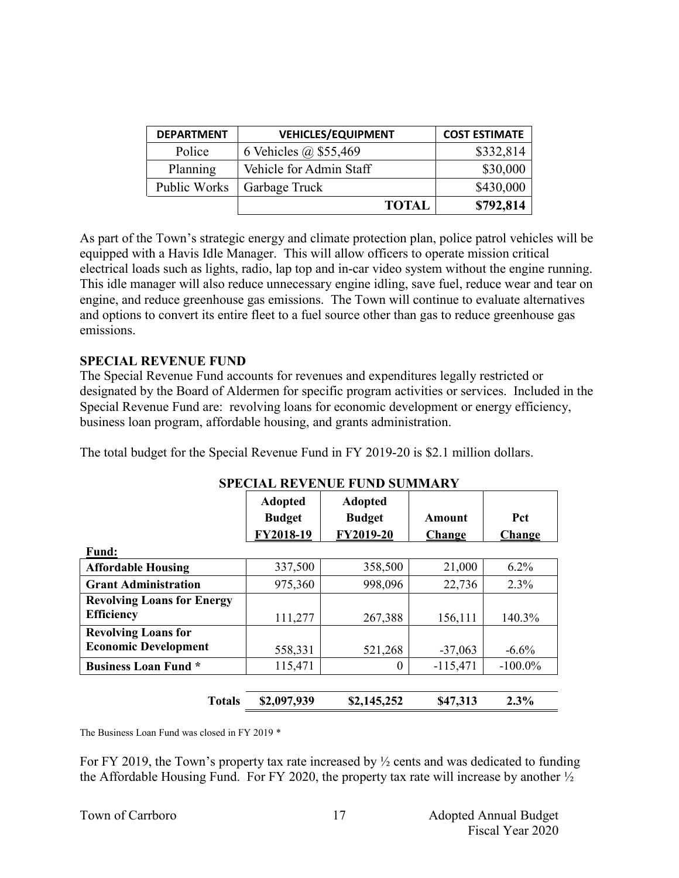| DEPARTMENT | VEHICLES/EQUIPMENT | COST ESTIMATE |
|---|---|---|
| Police | 6 Vehicles @ $55,469 | $332,814 |
| Planning | Vehicle for Admin Staff | $30,000 |
| Public Works | Garbage Truck | $430,000 |
| | **TOTAL** | **$792,814** |

As part of the Town's strategic energy and climate protection plan, police patrol vehicles will be equipped with a Havis Idle Manager. This will allow officers to operate mission critical electrical loads such as lights, radio, lap top and in-car video system without the engine running. This idle manager will also reduce unnecessary engine idling, save fuel, reduce wear and tear on engine, and reduce greenhouse gas emissions. The Town will continue to evaluate alternatives and options to convert its entire fleet to a fuel source other than gas to reduce greenhouse gas emissions.

**SPECIAL REVENUE FUND**

The Special Revenue Fund accounts for revenues and expenditures legally restricted or designated by the Board of Aldermen for specific program activities or services. Included in the Special Revenue Fund are: revolving loans for economic development or energy efficiency, business loan program, affordable housing, and grants administration.

The total budget for the Special Revenue Fund in FY 2019-20 is $2.1 million dollars.

**SPECIAL REVENUE FUND SUMMARY**

| Fund: | Adopted Budget FY2018-19 | Adopted Budget FY2019-20 | Amount Change | Pct Change |
|---|---|---|---|---|
| **Affordable Housing** | 337,500 | 358,500 | 21,000 | 6.2% |
| **Grant Administration** | 975,360 | 998,096 | 22,736 | 2.3% |
| **Revolving Loans for Energy Efficiency** | 111,277 | 267,388 | 156,111 | 140.3% |
| **Revolving Loans for Economic Development** | 558,331 | 521,268 | -37,063 | -6.6% |
| **Business Loan Fund *** | 115,471 | 0 | -115,471 | -100.0% |
| **Totals** | **$2,097,939** | **$2,145,252** | **$47,313** | **2.3%** |

The Business Loan Fund was closed in FY 2019 *

For FY 2019, the Town's property tax rate increased by ½ cents and was dedicated to funding the Affordable Housing Fund. For FY 2020, the property tax rate will increase by another ½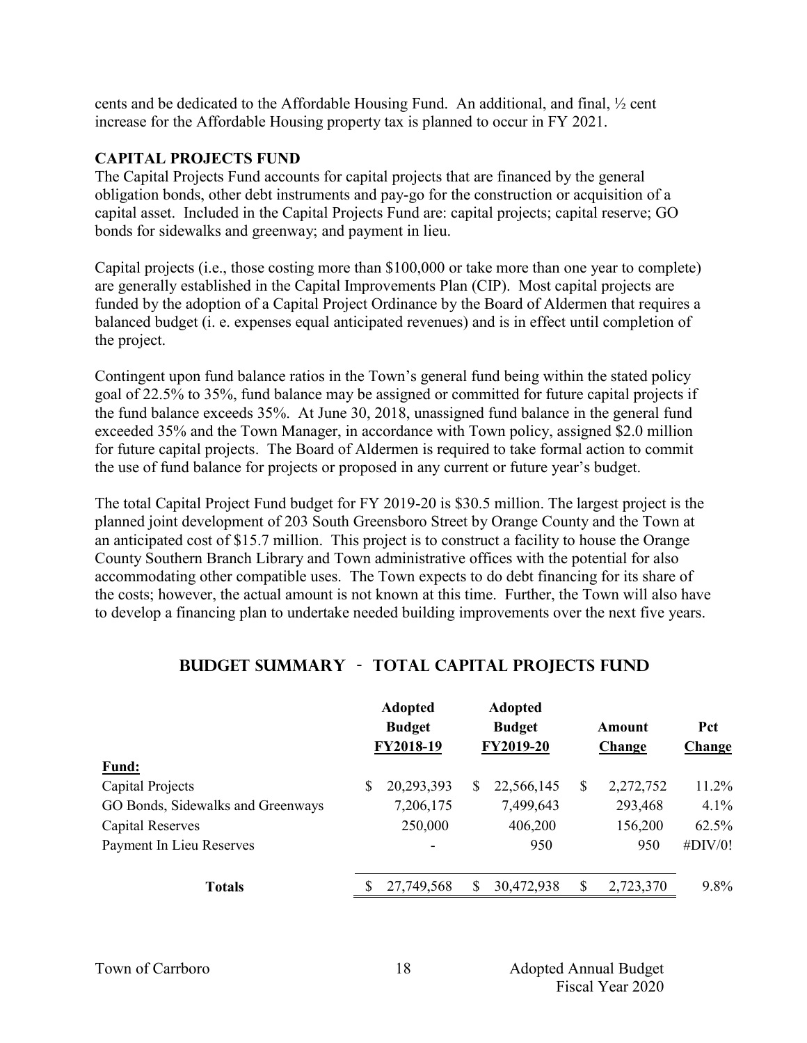cents and be dedicated to the Affordable Housing Fund. An additional, and final, ½ cent increase for the Affordable Housing property tax is planned to occur in FY 2021.

### CAPITAL PROJECTS FUND

The Capital Projects Fund accounts for capital projects that are financed by the general obligation bonds, other debt instruments and pay-go for the construction or acquisition of a capital asset. Included in the Capital Projects Fund are: capital projects; capital reserve; GO bonds for sidewalks and greenway; and payment in lieu.

Capital projects (i.e., those costing more than $100,000 or take more than one year to complete) are generally established in the Capital Improvements Plan (CIP). Most capital projects are funded by the adoption of a Capital Project Ordinance by the Board of Aldermen that requires a balanced budget (i. e. expenses equal anticipated revenues) and is in effect until completion of the project.

Contingent upon fund balance ratios in the Town's general fund being within the stated policy goal of 22.5% to 35%, fund balance may be assigned or committed for future capital projects if the fund balance exceeds 35%. At June 30, 2018, unassigned fund balance in the general fund exceeded 35% and the Town Manager, in accordance with Town policy, assigned $2.0 million for future capital projects. The Board of Aldermen is required to take formal action to commit the use of fund balance for projects or proposed in any current or future year's budget.

The total Capital Project Fund budget for FY 2019-20 is $30.5 million. The largest project is the planned joint development of 203 South Greensboro Street by Orange County and the Town at an anticipated cost of $15.7 million. This project is to construct a facility to house the Orange County Southern Branch Library and Town administrative offices with the potential for also accommodating other compatible uses. The Town expects to do debt financing for its share of the costs; however, the actual amount is not known at this time. Further, the Town will also have to develop a financing plan to undertake needed building improvements over the next five years.

## BUDGET SUMMARY - TOTAL CAPITAL PROJECTS FUND

| | Adopted Budget FY2018-19 | Adopted Budget FY2019-20 | Amount Change | Pct Change |
|---|---|---|---|---|
| **Fund:** | | | | |
| Capital Projects | $ 20,293,393 | $ 22,566,145 | $ 2,272,752 | 11.2% |
| GO Bonds, Sidewalks and Greenways | 7,206,175 | 7,499,643 | 293,468 | 4.1% |
| Capital Reserves | 250,000 | 406,200 | 156,200 | 62.5% |
| Payment In Lieu Reserves | - | 950 | 950 | #DIV/0! |
| **Totals** | $ 27,749,568 | $ 30,472,938 | $ 2,723,370 | 9.8% |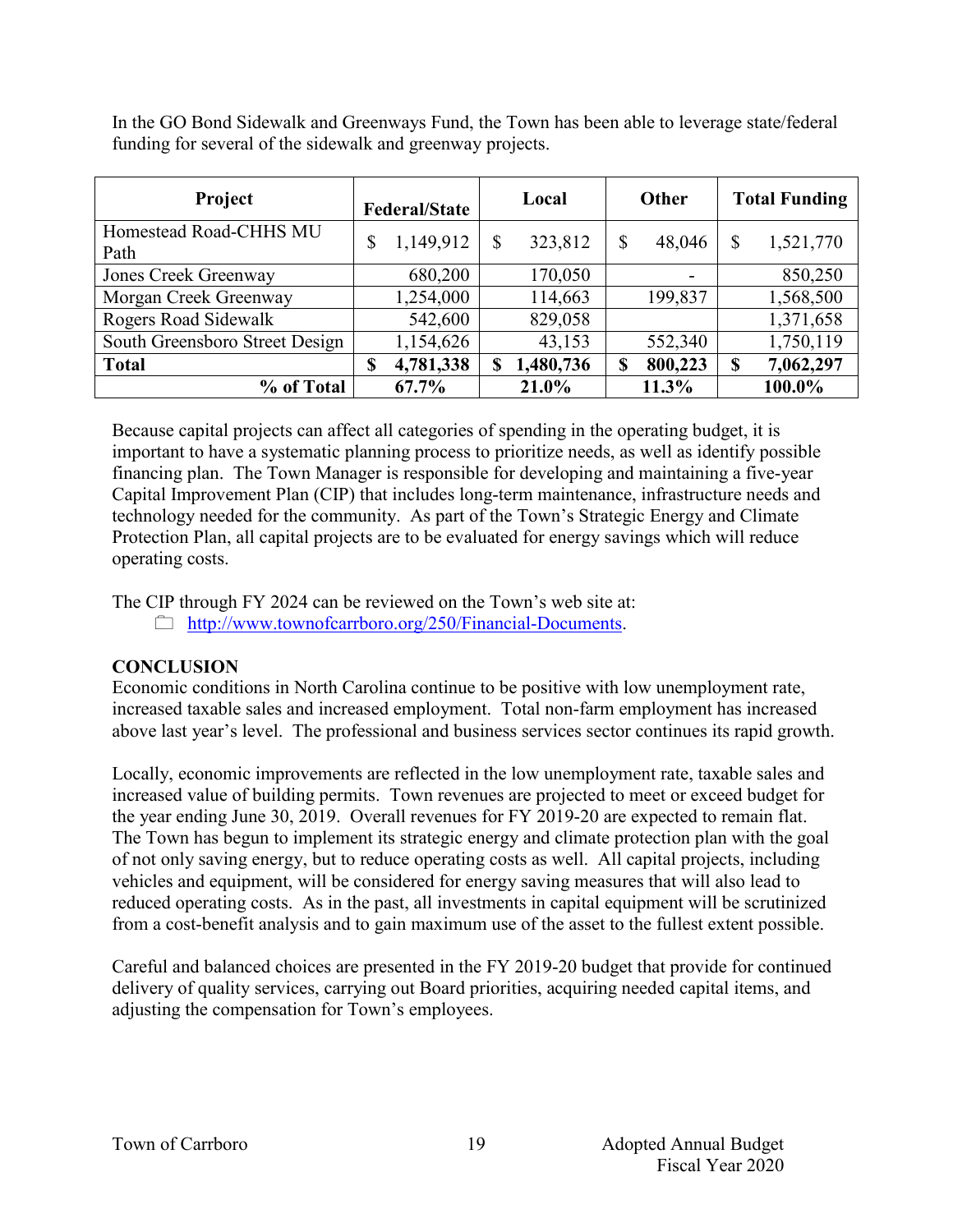In the GO Bond Sidewalk and Greenways Fund, the Town has been able to leverage state/federal funding for several of the sidewalk and greenway projects.

| Project | Federal/State | Local | Other | Total Funding |
|---|---|---|---|---|
| Homestead Road-CHHS MU Path | $ 1,149,912 | $ 323,812 | $ 48,046 | $ 1,521,770 |
| Jones Creek Greenway | 680,200 | 170,050 | - | 850,250 |
| Morgan Creek Greenway | 1,254,000 | 114,663 | 199,837 | 1,568,500 |
| Rogers Road Sidewalk | 542,600 | 829,058 | | 1,371,658 |
| South Greensboro Street Design | 1,154,626 | 43,153 | 552,340 | 1,750,119 |
| **Total** | **$ 4,781,338** | **$ 1,480,736** | **$ 800,223** | **$ 7,062,297** |
| **% of Total** | **67.7%** | **21.0%** | **11.3%** | **100.0%** |

Because capital projects can affect all categories of spending in the operating budget, it is important to have a systematic planning process to prioritize needs, as well as identify possible financing plan. The Town Manager is responsible for developing and maintaining a five-year Capital Improvement Plan (CIP) that includes long-term maintenance, infrastructure needs and technology needed for the community. As part of the Town's Strategic Energy and Climate Protection Plan, all capital projects are to be evaluated for energy savings which will reduce operating costs.

The CIP through FY 2024 can be reviewed on the Town's web site at:

- http://www.townofcarrboro.org/250/Financial-Documents.

**CONCLUSION**

Economic conditions in North Carolina continue to be positive with low unemployment rate, increased taxable sales and increased employment. Total non-farm employment has increased above last year's level. The professional and business services sector continues its rapid growth.

Locally, economic improvements are reflected in the low unemployment rate, taxable sales and increased value of building permits. Town revenues are projected to meet or exceed budget for the year ending June 30, 2019. Overall revenues for FY 2019-20 are expected to remain flat. The Town has begun to implement its strategic energy and climate protection plan with the goal of not only saving energy, but to reduce operating costs as well. All capital projects, including vehicles and equipment, will be considered for energy saving measures that will also lead to reduced operating costs. As in the past, all investments in capital equipment will be scrutinized from a cost-benefit analysis and to gain maximum use of the asset to the fullest extent possible.

Careful and balanced choices are presented in the FY 2019-20 budget that provide for continued delivery of quality services, carrying out Board priorities, acquiring needed capital items, and adjusting the compensation for Town's employees.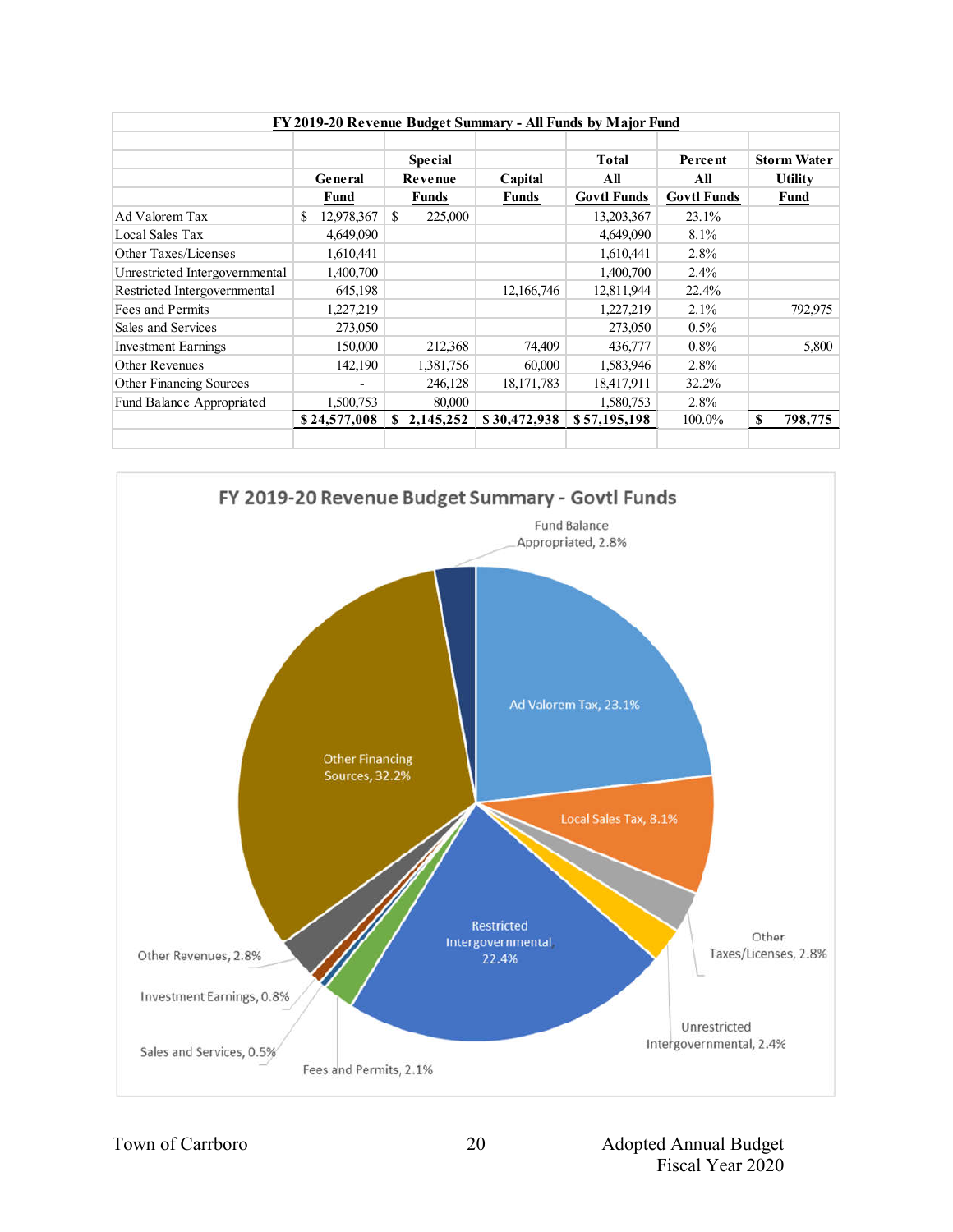**FY 2019-20 Revenue Budget Summary - All Funds by Major Fund**

| | General Fund | Special Revenue Funds | Capital Funds | Total All Govtl Funds | Percent All Govtl Funds | Storm Water Utility Fund |
|---|---|---|---|---|---|---|
| Ad Valorem Tax | $ 12,978,367 | $ 225,000 | | 13,203,367 | 23.1% | |
| Local Sales Tax | 4,649,090 | | | 4,649,090 | 8.1% | |
| Other Taxes/Licenses | 1,610,441 | | | 1,610,441 | 2.8% | |
| Unrestricted Intergovernmental | 1,400,700 | | | 1,400,700 | 2.4% | |
| Restricted Intergovernmental | 645,198 | | 12,166,746 | 12,811,944 | 22.4% | |
| Fees and Permits | 1,227,219 | | | 1,227,219 | 2.1% | 792,975 |
| Sales and Services | 273,050 | | | 273,050 | 0.5% | |
| Investment Earnings | 150,000 | 212,368 | 74,409 | 436,777 | 0.8% | 5,800 |
| Other Revenues | 142,190 | 1,381,756 | 60,000 | 1,583,946 | 2.8% | |
| Other Financing Sources | - | 246,128 | 18,171,783 | 18,417,911 | 32.2% | |
| Fund Balance Appropriated | 1,500,753 | 80,000 | | 1,580,753 | 2.8% | |
| | **$ 24,577,008** | **$ 2,145,252** | **$ 30,472,938** | **$ 57,195,198** | 100.0% | **$ 798,775** |

**FY 2019-20 Revenue Budget Summary - Govtl Funds**

- Ad Valorem Tax, 23.1%
- Local Sales Tax, 8.1%
- Other Taxes/Licenses, 2.8%
- Unrestricted Intergovernmental, 2.4%
- Restricted Intergovernmental, 22.4%
- Fees and Permits, 2.1%
- Sales and Services, 0.5%
- Investment Earnings, 0.8%
- Other Revenues, 2.8%
- Other Financing Sources, 32.2%
- Fund Balance Appropriated, 2.8%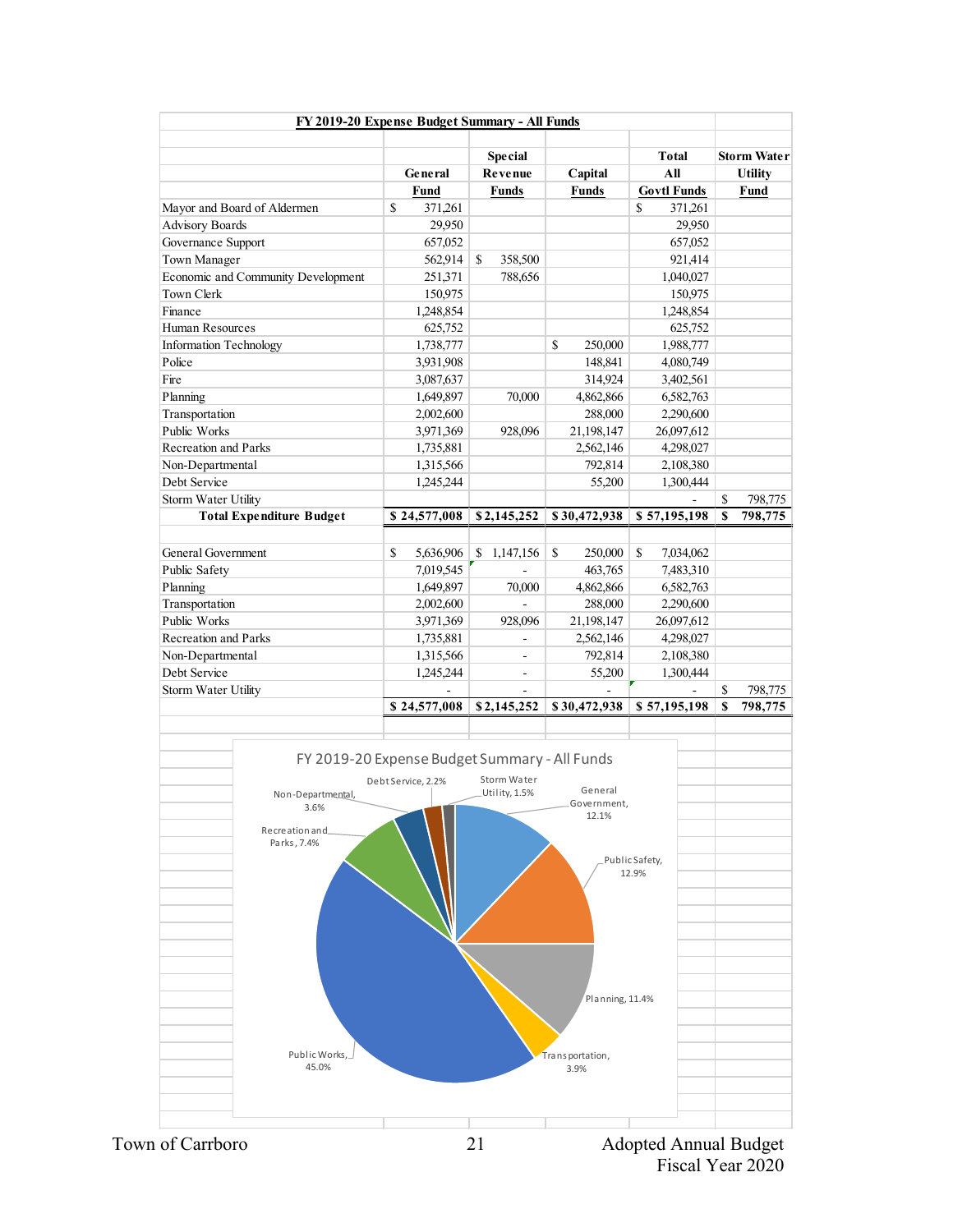## FY 2019-20 Expense Budget Summary - All Funds

| | General Fund | Special Revenue Funds | Capital Funds | Total All Govtl Funds | Storm Water Utility Fund |
|---|---|---|---|---|---|
| Mayor and Board of Aldermen | $ 371,261 | | | $ 371,261 | |
| Advisory Boards | 29,950 | | | 29,950 | |
| Governance Support | 657,052 | | | 657,052 | |
| Town Manager | 562,914 | $ 358,500 | | 921,414 | |
| Economic and Community Development | 251,371 | 788,656 | | 1,040,027 | |
| Town Clerk | 150,975 | | | 150,975 | |
| Finance | 1,248,854 | | | 1,248,854 | |
| Human Resources | 625,752 | | | 625,752 | |
| Information Technology | 1,738,777 | | $ 250,000 | 1,988,777 | |
| Police | 3,931,908 | | 148,841 | 4,080,749 | |
| Fire | 3,087,637 | | 314,924 | 3,402,561 | |
| Planning | 1,649,897 | 70,000 | 4,862,866 | 6,582,763 | |
| Transportation | 2,002,600 | | 288,000 | 2,290,600 | |
| Public Works | 3,971,369 | 928,096 | 21,198,147 | 26,097,612 | |
| Recreation and Parks | 1,735,881 | | 2,562,146 | 4,298,027 | |
| Non-Departmental | 1,315,566 | | 792,814 | 2,108,380 | |
| Debt Service | 1,245,244 | | 55,200 | 1,300,444 | |
| Storm Water Utility | | | | - | $ 798,775 |
| **Total Expenditure Budget** | **$ 24,577,008** | **$ 2,145,252** | **$ 30,472,938** | **$ 57,195,198** | **$ 798,775** |
| | | | | | |
| General Government | $ 5,636,906 | $ 1,147,156 | $ 250,000 | $ 7,034,062 | |
| Public Safety | 7,019,545 | - | 463,765 | 7,483,310 | |
| Planning | 1,649,897 | 70,000 | 4,862,866 | 6,582,763 | |
| Transportation | 2,002,600 | - | 288,000 | 2,290,600 | |
| Public Works | 3,971,369 | 928,096 | 21,198,147 | 26,097,612 | |
| Recreation and Parks | 1,735,881 | - | 2,562,146 | 4,298,027 | |
| Non-Departmental | 1,315,566 | - | 792,814 | 2,108,380 | |
| Debt Service | 1,245,244 | - | 55,200 | 1,300,444 | |
| Storm Water Utility | - | - | - | - | $ 798,775 |
| | **$ 24,577,008** | **$ 2,145,252** | **$ 30,472,938** | **$ 57,195,198** | **$ 798,775** |

FY 2019-20 Expense Budget Summary - All Funds

| Category | Percent |
|---|---|
| General Government | 12.1% |
| Public Safety | 12.9% |
| Planning | 11.4% |
| Transportation | 3.9% |
| Public Works | 45.0% |
| Recreation and Parks | 7.4% |
| Non-Departmental | 3.6% |
| Debt Service | 2.2% |
| Storm Water Utility | 1.5% |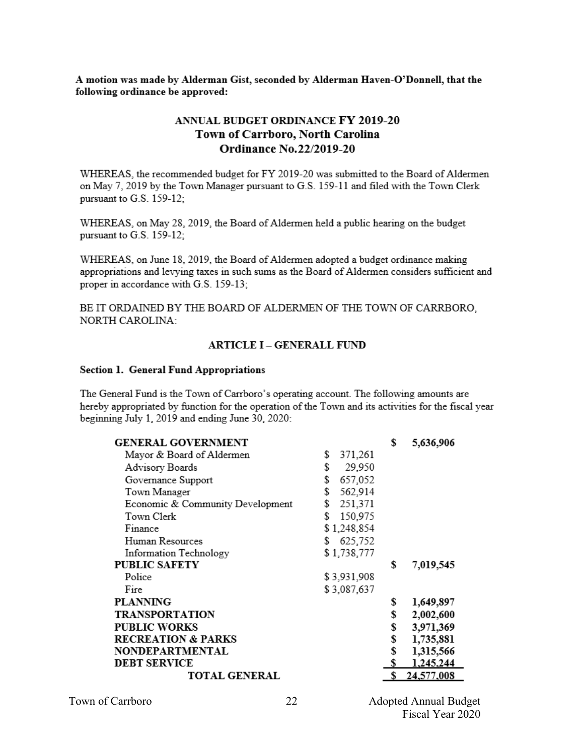**A motion was made by Alderman Gist, seconded by Alderman Haven-O'Donnell, that the following ordinance be approved:**

## ANNUAL BUDGET ORDINANCE FY 2019-20
## Town of Carrboro, North Carolina
## Ordinance No.22/2019-20

WHEREAS, the recommended budget for FY 2019-20 was submitted to the Board of Aldermen on May 7, 2019 by the Town Manager pursuant to G.S. 159-11 and filed with the Town Clerk pursuant to G.S. 159-12;

WHEREAS, on May 28, 2019, the Board of Aldermen held a public hearing on the budget pursuant to G.S. 159-12;

WHEREAS, on June 18, 2019, the Board of Aldermen adopted a budget ordinance making appropriations and levying taxes in such sums as the Board of Aldermen considers sufficient and proper in accordance with G.S. 159-13;

BE IT ORDAINED BY THE BOARD OF ALDERMEN OF THE TOWN OF CARRBORO, NORTH CAROLINA:

### ARTICLE I – GENERALL FUND

#### Section 1. General Fund Appropriations

The General Fund is the Town of Carrboro's operating account. The following amounts are hereby appropriated by function for the operation of the Town and its activities for the fiscal year beginning July 1, 2019 and ending June 30, 2020:

| | | |
|---|---|---|
| **GENERAL GOVERNMENT** | | $ 5,636,906 |
| Mayor & Board of Aldermen | $ 371,261 | |
| Advisory Boards | $ 29,950 | |
| Governance Support | $ 657,052 | |
| Town Manager | $ 562,914 | |
| Economic & Community Development | $ 251,371 | |
| Town Clerk | $ 150,975 | |
| Finance | $ 1,248,854 | |
| Human Resources | $ 625,752 | |
| Information Technology | $ 1,738,777 | |
| **PUBLIC SAFETY** | | $ 7,019,545 |
| Police | $ 3,931,908 | |
| Fire | $ 3,087,637 | |
| **PLANNING** | | $ 1,649,897 |
| **TRANSPORTATION** | | $ 2,002,600 |
| **PUBLIC WORKS** | | $ 3,971,369 |
| **RECREATION & PARKS** | | $ 1,735,881 |
| **NONDEPARTMENTAL** | | $ 1,315,566 |
| **DEBT SERVICE** | | $ 1,245,244 |
| **TOTAL GENERAL** | | $ 24,577,008 |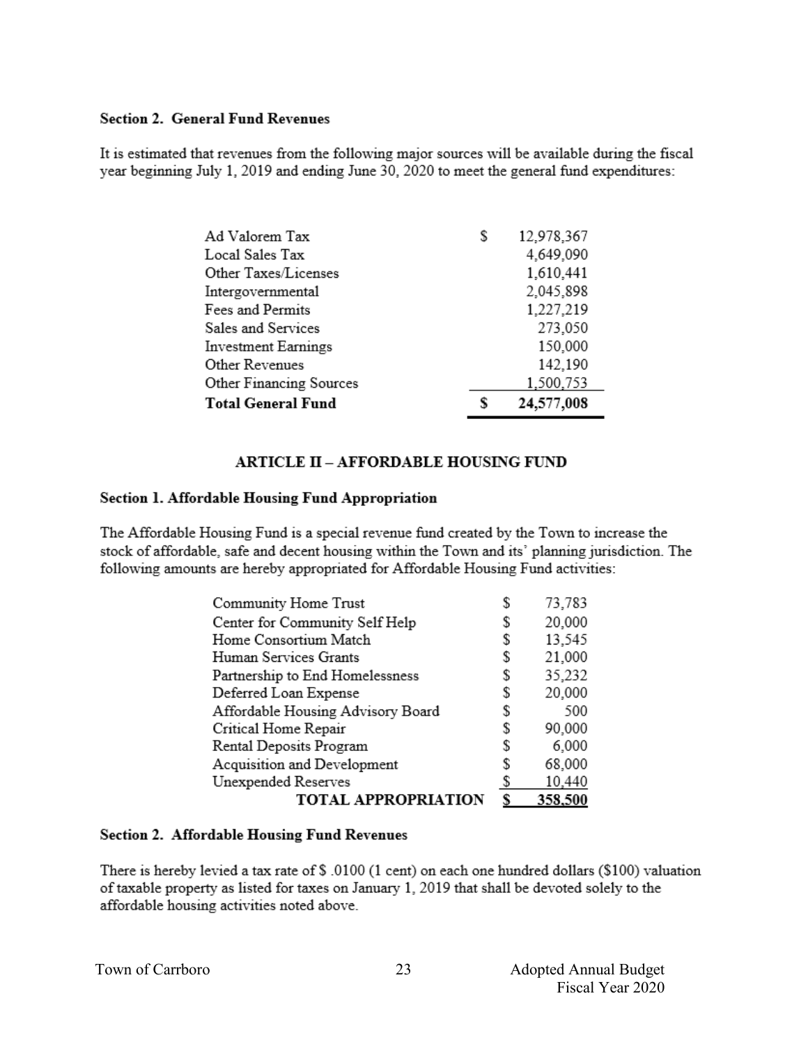**Section 2. General Fund Revenues**

It is estimated that revenues from the following major sources will be available during the fiscal year beginning July 1, 2019 and ending June 30, 2020 to meet the general fund expenditures:

| | | |
|---|---|---|
| Ad Valorem Tax | $ | 12,978,367 |
| Local Sales Tax | | 4,649,090 |
| Other Taxes/Licenses | | 1,610,441 |
| Intergovernmental | | 2,045,898 |
| Fees and Permits | | 1,227,219 |
| Sales and Services | | 273,050 |
| Investment Earnings | | 150,000 |
| Other Revenues | | 142,190 |
| Other Financing Sources | | 1,500,753 |
| **Total General Fund** | **$** | **24,577,008** |

## ARTICLE II – AFFORDABLE HOUSING FUND

**Section 1. Affordable Housing Fund Appropriation**

The Affordable Housing Fund is a special revenue fund created by the Town to increase the stock of affordable, safe and decent housing within the Town and its' planning jurisdiction. The following amounts are hereby appropriated for Affordable Housing Fund activities:

| | | |
|---|---|---|
| Community Home Trust | $ | 73,783 |
| Center for Community Self Help | $ | 20,000 |
| Home Consortium Match | $ | 13,545 |
| Human Services Grants | $ | 21,000 |
| Partnership to End Homelessness | $ | 35,232 |
| Deferred Loan Expense | $ | 20,000 |
| Affordable Housing Advisory Board | $ | 500 |
| Critical Home Repair | $ | 90,000 |
| Rental Deposits Program | $ | 6,000 |
| Acquisition and Development | $ | 68,000 |
| Unexpended Reserves | $ | 10,440 |
| **TOTAL APPROPRIATION** | **$** | **358,500** |

**Section 2. Affordable Housing Fund Revenues**

There is hereby levied a tax rate of $ .0100 (1 cent) on each one hundred dollars ($100) valuation of taxable property as listed for taxes on January 1, 2019 that shall be devoted solely to the affordable housing activities noted above.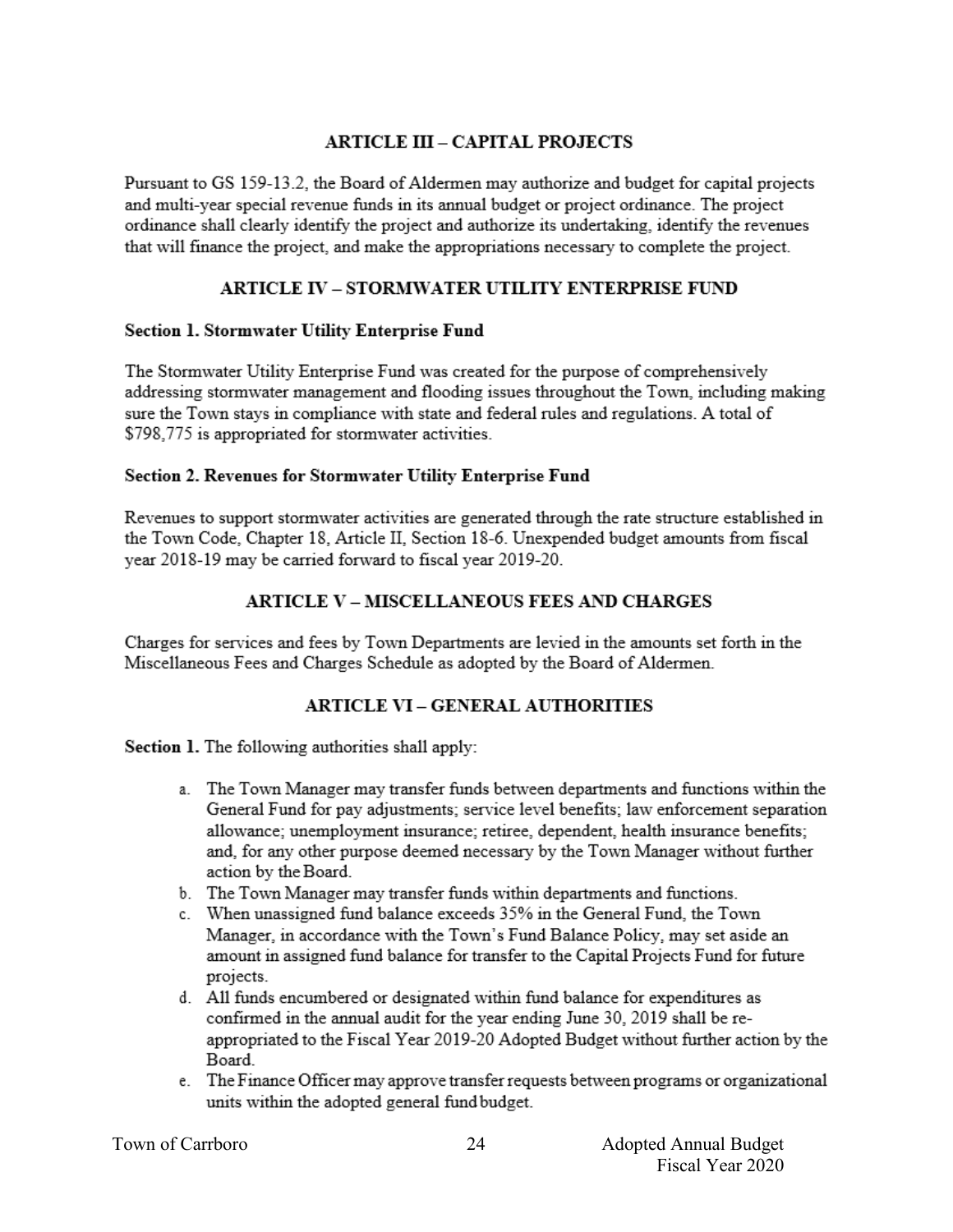## ARTICLE III – CAPITAL PROJECTS

Pursuant to GS 159-13.2, the Board of Aldermen may authorize and budget for capital projects and multi-year special revenue funds in its annual budget or project ordinance. The project ordinance shall clearly identify the project and authorize its undertaking, identify the revenues that will finance the project, and make the appropriations necessary to complete the project.

## ARTICLE IV – STORMWATER UTILITY ENTERPRISE FUND

### Section 1. Stormwater Utility Enterprise Fund

The Stormwater Utility Enterprise Fund was created for the purpose of comprehensively addressing stormwater management and flooding issues throughout the Town, including making sure the Town stays in compliance with state and federal rules and regulations. A total of $798,775 is appropriated for stormwater activities.

### Section 2. Revenues for Stormwater Utility Enterprise Fund

Revenues to support stormwater activities are generated through the rate structure established in the Town Code, Chapter 18, Article II, Section 18-6. Unexpended budget amounts from fiscal year 2018-19 may be carried forward to fiscal year 2019-20.

## ARTICLE V – MISCELLANEOUS FEES AND CHARGES

Charges for services and fees by Town Departments are levied in the amounts set forth in the Miscellaneous Fees and Charges Schedule as adopted by the Board of Aldermen.

## ARTICLE VI – GENERAL AUTHORITIES

**Section 1.** The following authorities shall apply:

a. The Town Manager may transfer funds between departments and functions within the General Fund for pay adjustments; service level benefits; law enforcement separation allowance; unemployment insurance; retiree, dependent, health insurance benefits; and, for any other purpose deemed necessary by the Town Manager without further action by the Board.
b. The Town Manager may transfer funds within departments and functions.
c. When unassigned fund balance exceeds 35% in the General Fund, the Town Manager, in accordance with the Town's Fund Balance Policy, may set aside an amount in assigned fund balance for transfer to the Capital Projects Fund for future projects.
d. All funds encumbered or designated within fund balance for expenditures as confirmed in the annual audit for the year ending June 30, 2019 shall be re-appropriated to the Fiscal Year 2019-20 Adopted Budget without further action by the Board.
e. The Finance Officer may approve transfer requests between programs or organizational units within the adopted general fund budget.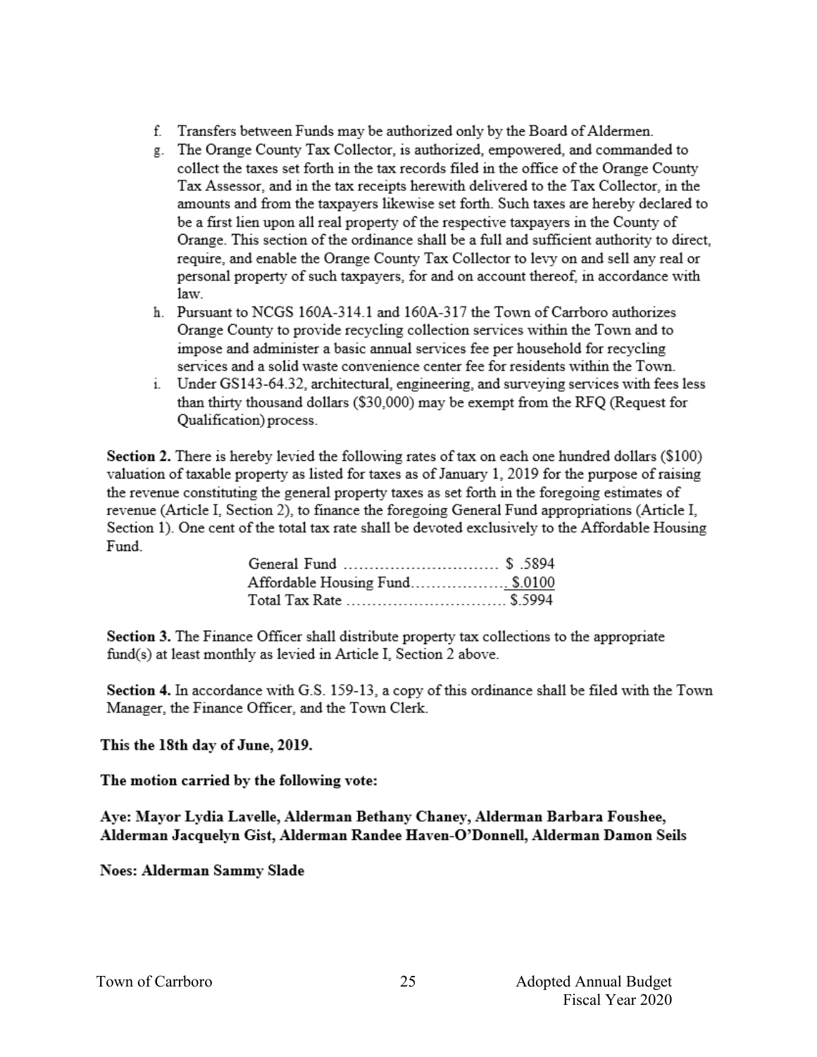f. Transfers between Funds may be authorized only by the Board of Aldermen.
g. The Orange County Tax Collector, is authorized, empowered, and commanded to collect the taxes set forth in the tax records filed in the office of the Orange County Tax Assessor, and in the tax receipts herewith delivered to the Tax Collector, in the amounts and from the taxpayers likewise set forth. Such taxes are hereby declared to be a first lien upon all real property of the respective taxpayers in the County of Orange. This section of the ordinance shall be a full and sufficient authority to direct, require, and enable the Orange County Tax Collector to levy on and sell any real or personal property of such taxpayers, for and on account thereof, in accordance with law.
h. Pursuant to NCGS 160A-314.1 and 160A-317 the Town of Carrboro authorizes Orange County to provide recycling collection services within the Town and to impose and administer a basic annual services fee per household for recycling services and a solid waste convenience center fee for residents within the Town.
i. Under GS143-64.32, architectural, engineering, and surveying services with fees less than thirty thousand dollars ($30,000) may be exempt from the RFQ (Request for Qualification) process.

**Section 2.** There is hereby levied the following rates of tax on each one hundred dollars ($100) valuation of taxable property as listed for taxes as of January 1, 2019 for the purpose of raising the revenue constituting the general property taxes as set forth in the foregoing estimates of revenue (Article I, Section 2), to finance the foregoing General Fund appropriations (Article I, Section 1). One cent of the total tax rate shall be devoted exclusively to the Affordable Housing Fund.

| | |
|---|---|
| General Fund | $ .5894 |
| Affordable Housing Fund | $.0100 |
| Total Tax Rate | $.5994 |

**Section 3.** The Finance Officer shall distribute property tax collections to the appropriate fund(s) at least monthly as levied in Article I, Section 2 above.

**Section 4.** In accordance with G.S. 159-13, a copy of this ordinance shall be filed with the Town Manager, the Finance Officer, and the Town Clerk.

**This the 18th day of June, 2019.**

**The motion carried by the following vote:**

**Aye: Mayor Lydia Lavelle, Alderman Bethany Chaney, Alderman Barbara Foushee, Alderman Jacquelyn Gist, Alderman Randee Haven-O'Donnell, Alderman Damon Seils**

**Noes: Alderman Sammy Slade**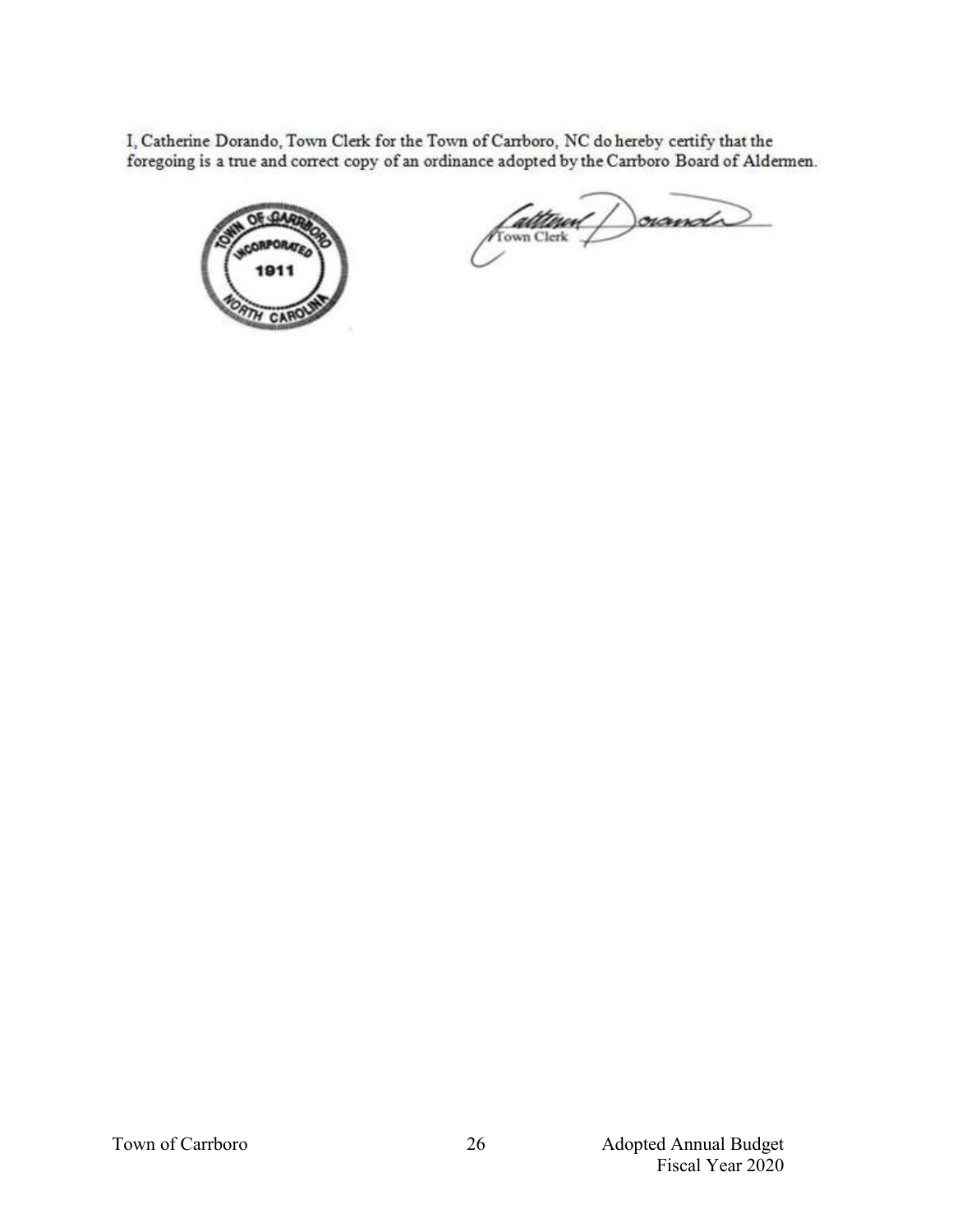I, Catherine Dorando, Town Clerk for the Town of Carrboro, NC do hereby certify that the foregoing is a true and correct copy of an ordinance adopted by the Carrboro Board of Aldermen.

TOWN OF CARRBORO
INCORPORATED
1911
NORTH CAROLINA

Town Clerk